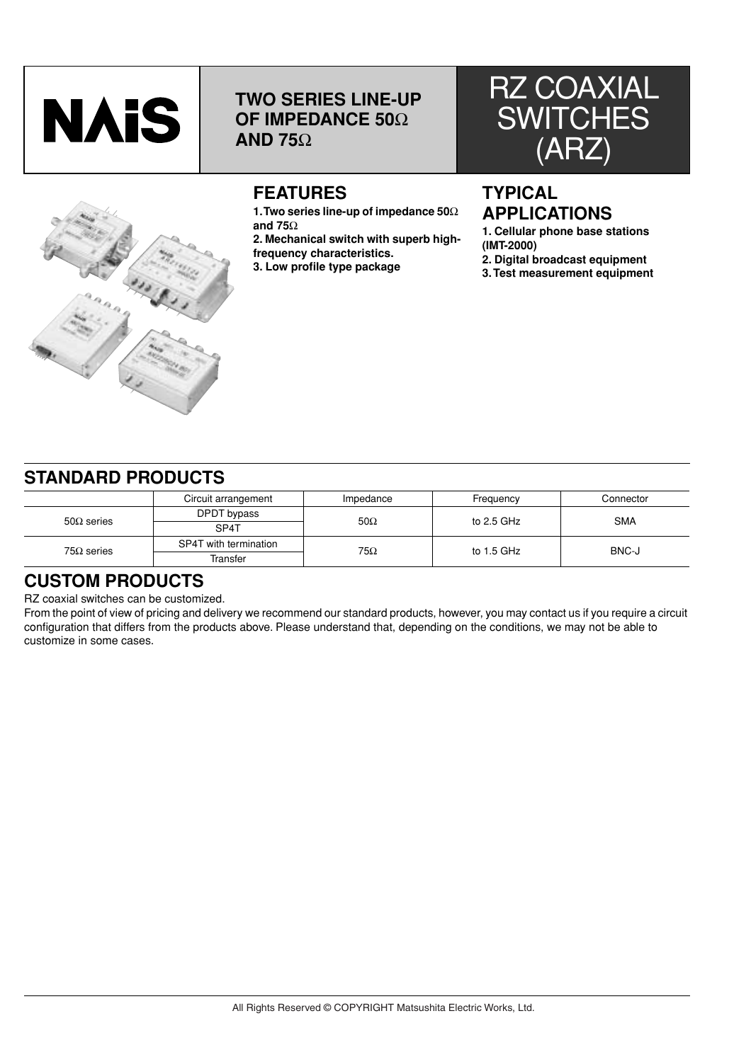NAiS

**TWO SERIES LINE-UP OF IMPEDANCE 50Ω AND 75Ω**

# RZ COAXIAL SWITCHES (ARZ)

## FEATURES

**1. Two series line-up of impedance 50Ω and 75Ω**
**2. Mechanical switch with superb high-frequency characteristics.**
**3. Low profile type package**

## TYPICAL APPLICATIONS

**1. Cellular phone base stations (IMT-2000)**
**2. Digital broadcast equipment**
**3. Test measurement equipment**

## STANDARD PRODUCTS

| | Circuit arrangement | Impedance | Frequency | Connector |
|---|---|---|---|---|
| 50Ω series | DPDT bypass | 50Ω | to 2.5 GHz | SMA |
| | SP4T | | | |
| 75Ω series | SP4T with termination | 75Ω | to 1.5 GHz | BNC-J |
| | Transfer | | | |

## CUSTOM PRODUCTS

RZ coaxial switches can be customized.
From the point of view of pricing and delivery we recommend our standard products, however, you may contact us if you require a circuit configuration that differs from the products above. Please understand that, depending on the conditions, we may not be able to customize in some cases.

All Rights Reserved © COPYRIGHT Matsushita Electric Works, Ltd.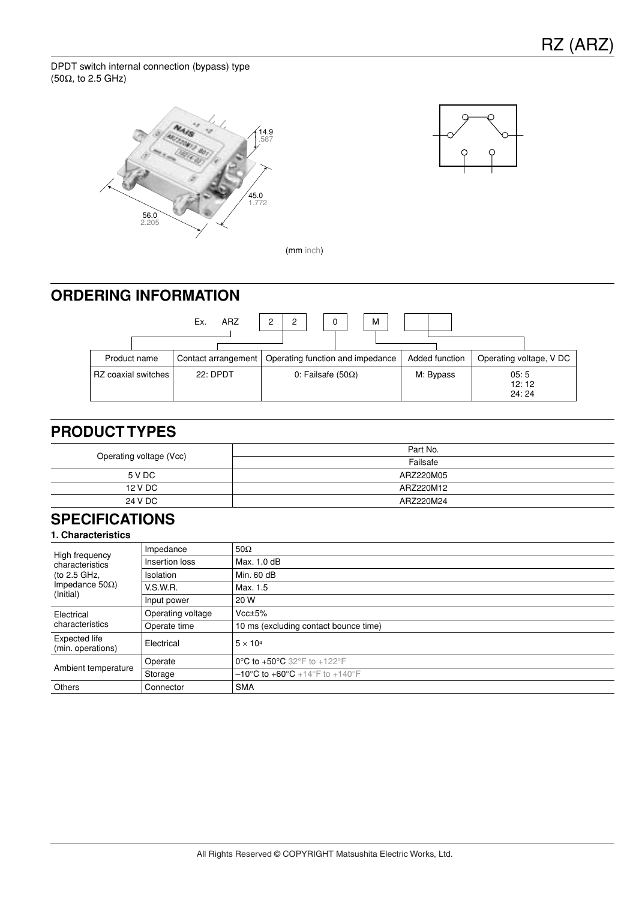DPDT switch internal connection (bypass) type
(50Ω, to 2.5 GHz)

(mm inch)

## ORDERING INFORMATION

Ex. ARZ | 2 | 2 | 0 | M | |

| Product name | Contact arrangement | Operating function and impedance | Added function | Operating voltage, V DC |
|---|---|---|---|---|
| RZ coaxial switches | 22: DPDT | 0: Failsafe (50Ω) | M: Bypass | 05: 5<br>12: 12<br>24: 24 |

## PRODUCT TYPES

| Operating voltage (Vcc) | Part No. |
|---|---|
| | Failsafe |
| 5 V DC | ARZ220M05 |
| 12 V DC | ARZ220M12 |
| 24 V DC | ARZ220M24 |

## SPECIFICATIONS

### 1. Characteristics

| | | |
|---|---|---|
| High frequency characteristics (to 2.5 GHz, Impedance 50Ω) (Initial) | Impedance | 50Ω |
| | Insertion loss | Max. 1.0 dB |
| | Isolation | Min. 60 dB |
| | V.S.W.R. | Max. 1.5 |
| | Input power | 20 W |
| Electrical characteristics | Operating voltage | Vcc±5% |
| | Operate time | 10 ms (excluding contact bounce time) |
| Expected life (min. operations) | Electrical | $5 \times 10^4$ |
| Ambient temperature | Operate | 0°C to +50°C 32°F to +122°F |
| | Storage | –10°C to +60°C +14°F to +140°F |
| Others | Connector | SMA |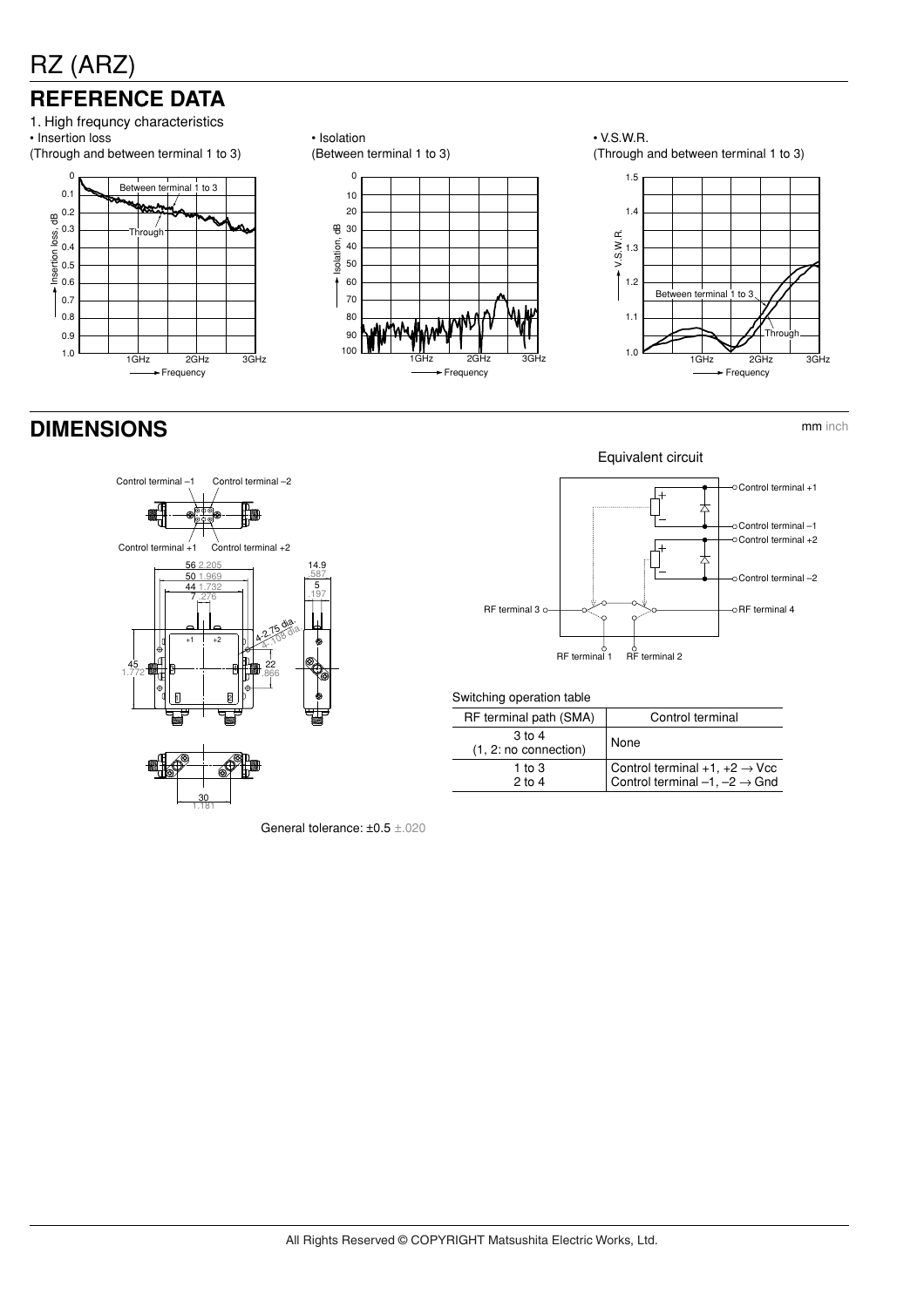# RZ (ARZ)

## REFERENCE DATA

1. High frequncy characteristics

• Insertion loss
(Through and between terminal 1 to 3)

• Isolation
(Between terminal 1 to 3)

• V.S.W.R.
(Through and between terminal 1 to 3)

## DIMENSIONS

mm inch

Equivalent circuit

Switching operation table

| RF terminal path (SMA) | Control terminal |
|---|---|
| 3 to 4<br>(1, 2: no connection) | None |
| 1 to 3<br>2 to 4 | Control terminal +1, +2 → Vcc<br>Control terminal –1, –2 → Gnd |

General tolerance: ±0.5 ±.020

All Rights Reserved © COPYRIGHT Matsushita Electric Works, Ltd.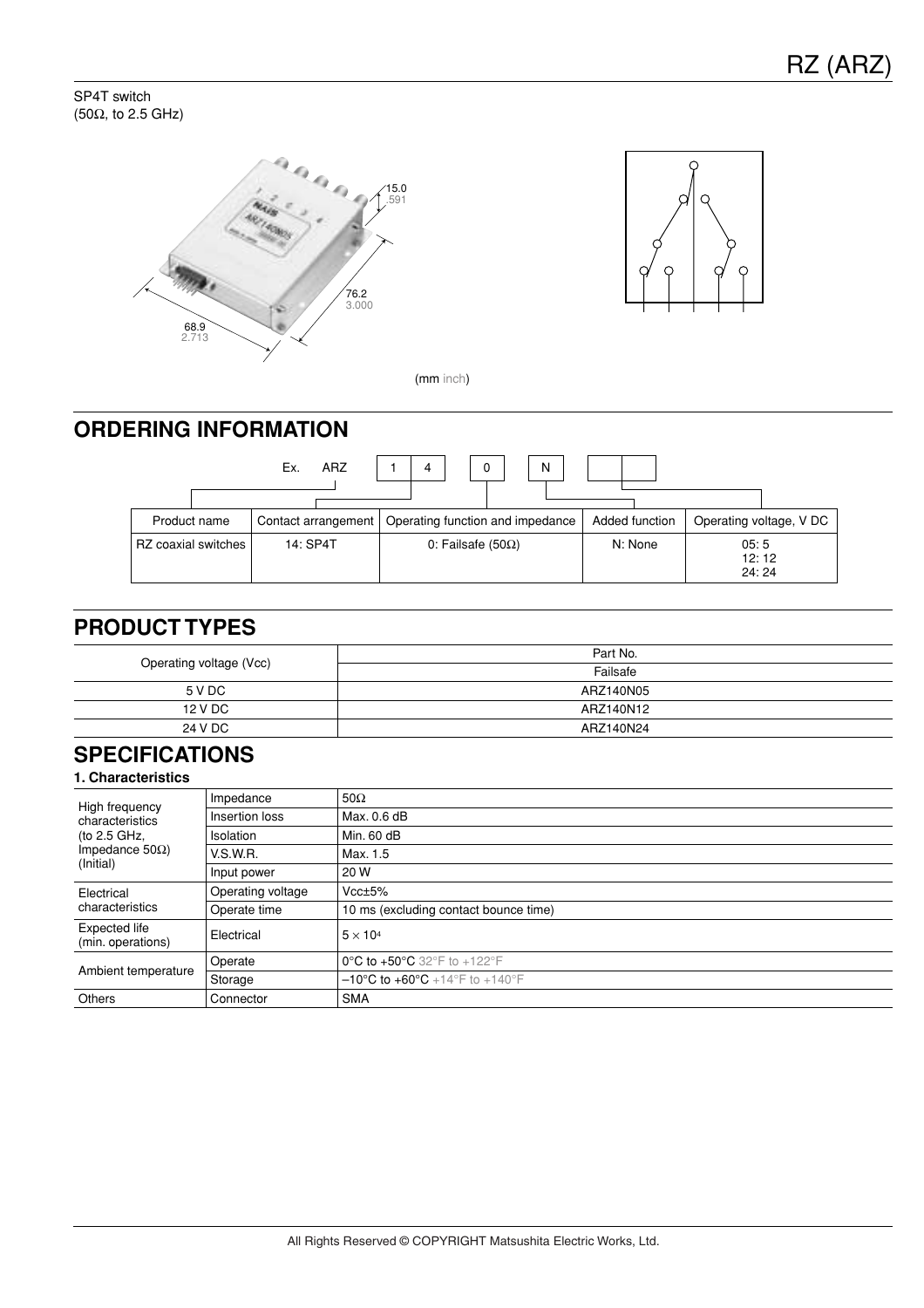# RZ (ARZ)

SP4T switch
(50Ω, to 2.5 GHz)

15.0
.591

76.2
3.000

68.9
2.713

(mm inch)

## ORDERING INFORMATION

Ex. ARZ | 1 | 4 | 0 | N | | |

| Product name | Contact arrangement | Operating function and impedance | Added function | Operating voltage, V DC |
|---|---|---|---|---|
| RZ coaxial switches | 14: SP4T | 0: Failsafe (50Ω) | N: None | 05: 5<br>12: 12<br>24: 24 |

## PRODUCT TYPES

| Operating voltage (Vcc) | Part No. |
|---|---|
| | Failsafe |
| 5 V DC | ARZ140N05 |
| 12 V DC | ARZ140N12 |
| 24 V DC | ARZ140N24 |

## SPECIFICATIONS

### 1. Characteristics

| | | |
|---|---|---|
| High frequency characteristics (to 2.5 GHz, Impedance 50Ω) (Initial) | Impedance | 50Ω |
| | Insertion loss | Max. 0.6 dB |
| | Isolation | Min. 60 dB |
| | V.S.W.R. | Max. 1.5 |
| | Input power | 20 W |
| Electrical characteristics | Operating voltage | Vcc±5% |
| | Operate time | 10 ms (excluding contact bounce time) |
| Expected life (min. operations) | Electrical | $5 \times 10^4$ |
| Ambient temperature | Operate | 0°C to +50°C 32°F to +122°F |
| | Storage | –10°C to +60°C +14°F to +140°F |
| Others | Connector | SMA |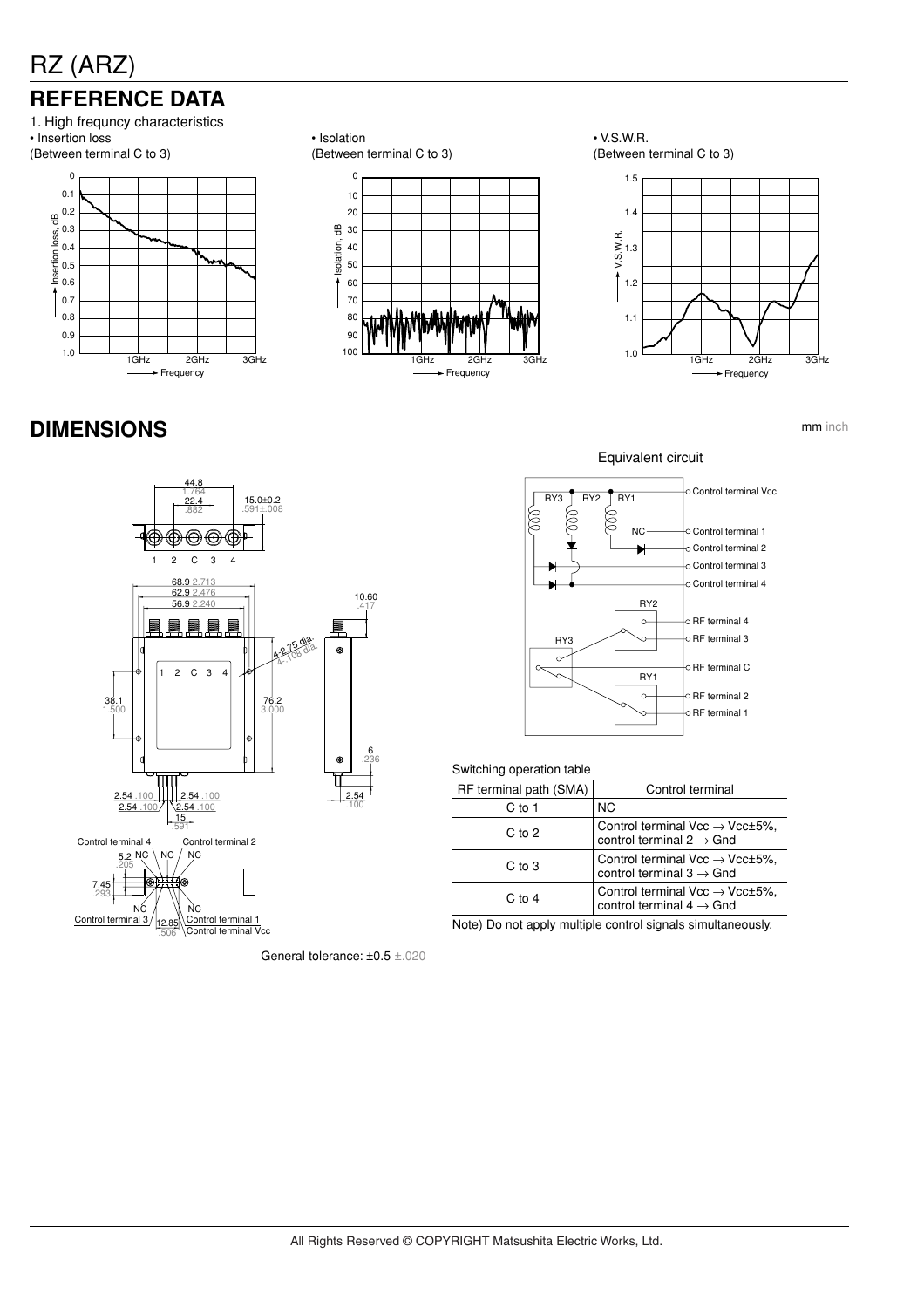# RZ (ARZ)

## REFERENCE DATA

1. High frequncy characteristics

• Insertion loss
(Between terminal C to 3)

• Isolation
(Between terminal C to 3)

• V.S.W.R.
(Between terminal C to 3)

## DIMENSIONS

mm inch

General tolerance: ±0.5 ±.020

Equivalent circuit

Switching operation table

| RF terminal path (SMA) | Control terminal |
|---|---|
| C to 1 | NC |
| C to 2 | Control terminal Vcc → Vcc±5%, control terminal 2 → Gnd |
| C to 3 | Control terminal Vcc → Vcc±5%, control terminal 3 → Gnd |
| C to 4 | Control terminal Vcc → Vcc±5%, control terminal 4 → Gnd |

Note) Do not apply multiple control signals simultaneously.

All Rights Reserved © COPYRIGHT Matsushita Electric Works, Ltd.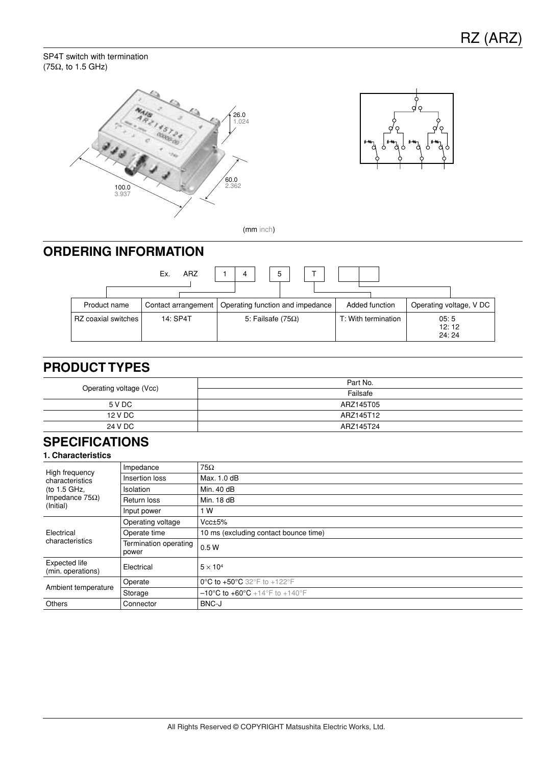SP4T switch with termination
(75Ω, to 1.5 GHz)

(mm inch)

## ORDERING INFORMATION

Ex. ARZ | 1 | 4 | 5 | T | | |

| Product name | Contact arrangement | Operating function and impedance | Added function | Operating voltage, V DC |
|---|---|---|---|---|
| RZ coaxial switches | 14: SP4T | 5: Failsafe (75Ω) | T: With termination | 05: 5<br>12: 12<br>24: 24 |

## PRODUCT TYPES

| Operating voltage (Vcc) | Part No. |
|---|---|
| | Failsafe |
| 5 V DC | ARZ145T05 |
| 12 V DC | ARZ145T12 |
| 24 V DC | ARZ145T24 |

## SPECIFICATIONS

### 1. Characteristics

| | | |
|---|---|---|
| High frequency characteristics (to 1.5 GHz, Impedance 75Ω) (Initial) | Impedance | 75Ω |
| | Insertion loss | Max. 1.0 dB |
| | Isolation | Min. 40 dB |
| | Return loss | Min. 18 dB |
| | Input power | 1 W |
| Electrical characteristics | Operating voltage | Vcc±5% |
| | Operate time | 10 ms (excluding contact bounce time) |
| | Termination operating power | 0.5 W |
| Expected life (min. operations) | Electrical | $5 \times 10^4$ |
| Ambient temperature | Operate | 0°C to +50°C 32°F to +122°F |
| | Storage | –10°C to +60°C +14°F to +140°F |
| Others | Connector | BNC-J |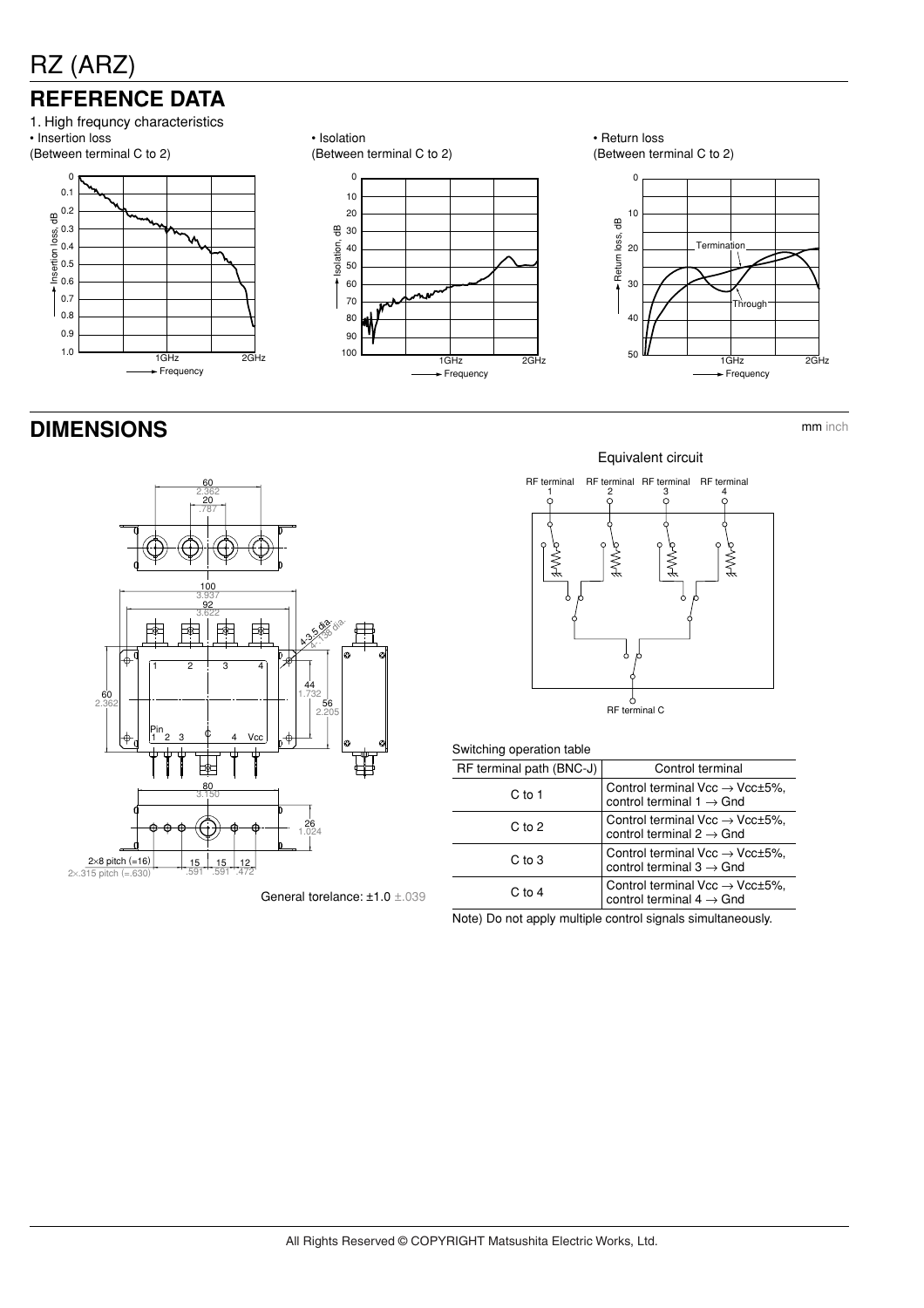# RZ (ARZ)

## REFERENCE DATA

1. High frequncy characteristics

- Insertion loss
(Between terminal C to 2)

- Isolation
(Between terminal C to 2)

- Return loss
(Between terminal C to 2)

## DIMENSIONS

mm inch

General torelance: ±1.0 ±.039

Equivalent circuit

Switching operation table

| RF terminal path (BNC-J) | Control terminal |
|---|---|
| C to 1 | Control terminal Vcc → Vcc±5%, control terminal 1 → Gnd |
| C to 2 | Control terminal Vcc → Vcc±5%, control terminal 2 → Gnd |
| C to 3 | Control terminal Vcc → Vcc±5%, control terminal 3 → Gnd |
| C to 4 | Control terminal Vcc → Vcc±5%, control terminal 4 → Gnd |

Note) Do not apply multiple control signals simultaneously.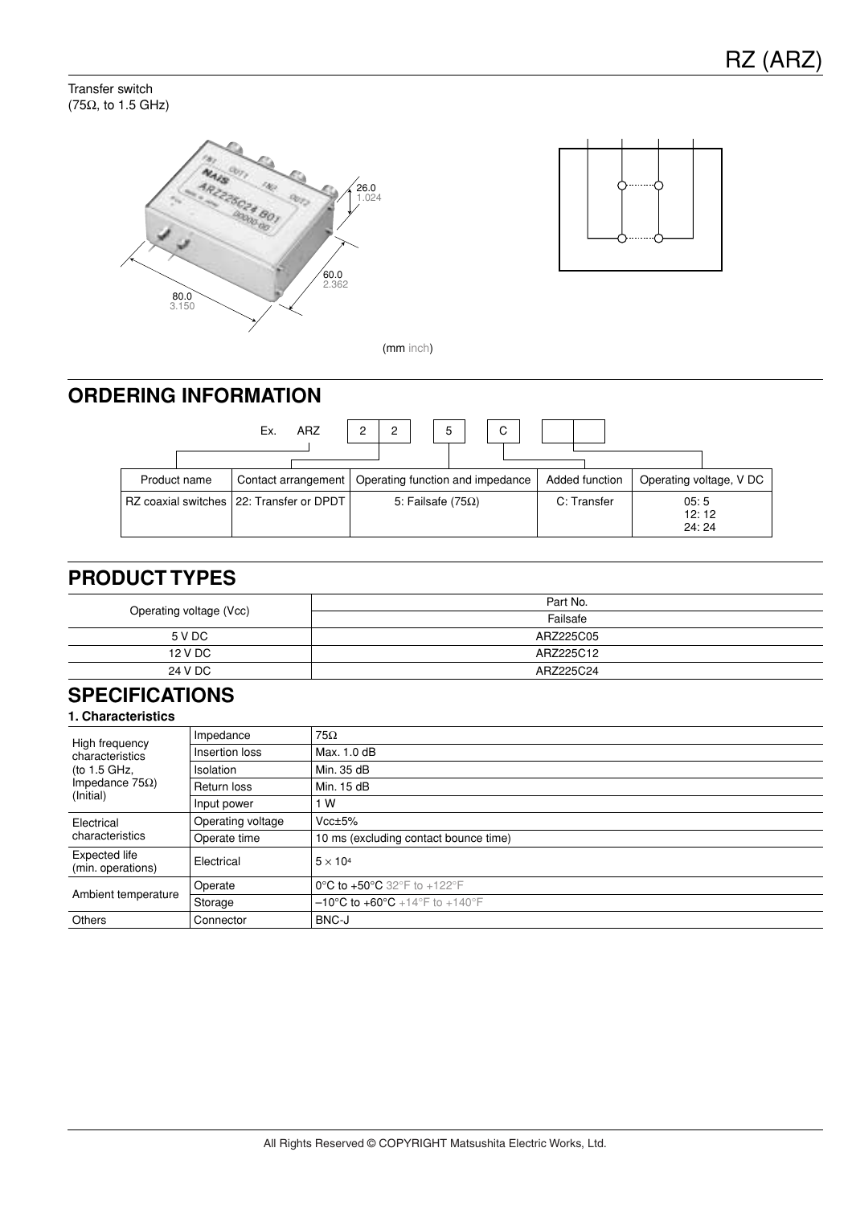# RZ (ARZ)

Transfer switch
(75Ω, to 1.5 GHz)

26.0
1.024

60.0
2.362

80.0
3.150

(mm inch)

## ORDERING INFORMATION

Ex. ARZ | 2 | 2 | 5 | C | | |

| Product name | Contact arrangement | Operating function and impedance | Added function | Operating voltage, V DC |
|---|---|---|---|---|
| RZ coaxial switches | 22: Transfer or DPDT | 5: Failsafe (75Ω) | C: Transfer | 05: 5<br>12: 12<br>24: 24 |

## PRODUCT TYPES

| Operating voltage (Vcc) | Part No. |
|---|---|
| | Failsafe |
| 5 V DC | ARZ225C05 |
| 12 V DC | ARZ225C12 |
| 24 V DC | ARZ225C24 |

## SPECIFICATIONS

### 1. Characteristics

| | | |
|---|---|---|
| High frequency characteristics (to 1.5 GHz, Impedance 75Ω) (Initial) | Impedance | 75Ω |
| | Insertion loss | Max. 1.0 dB |
| | Isolation | Min. 35 dB |
| | Return loss | Min. 15 dB |
| | Input power | 1 W |
| Electrical characteristics | Operating voltage | Vcc±5% |
| | Operate time | 10 ms (excluding contact bounce time) |
| Expected life (min. operations) | Electrical | $5 \times 10^4$ |
| Ambient temperature | Operate | 0°C to +50°C 32°F to +122°F |
| | Storage | –10°C to +60°C +14°F to +140°F |
| Others | Connector | BNC-J |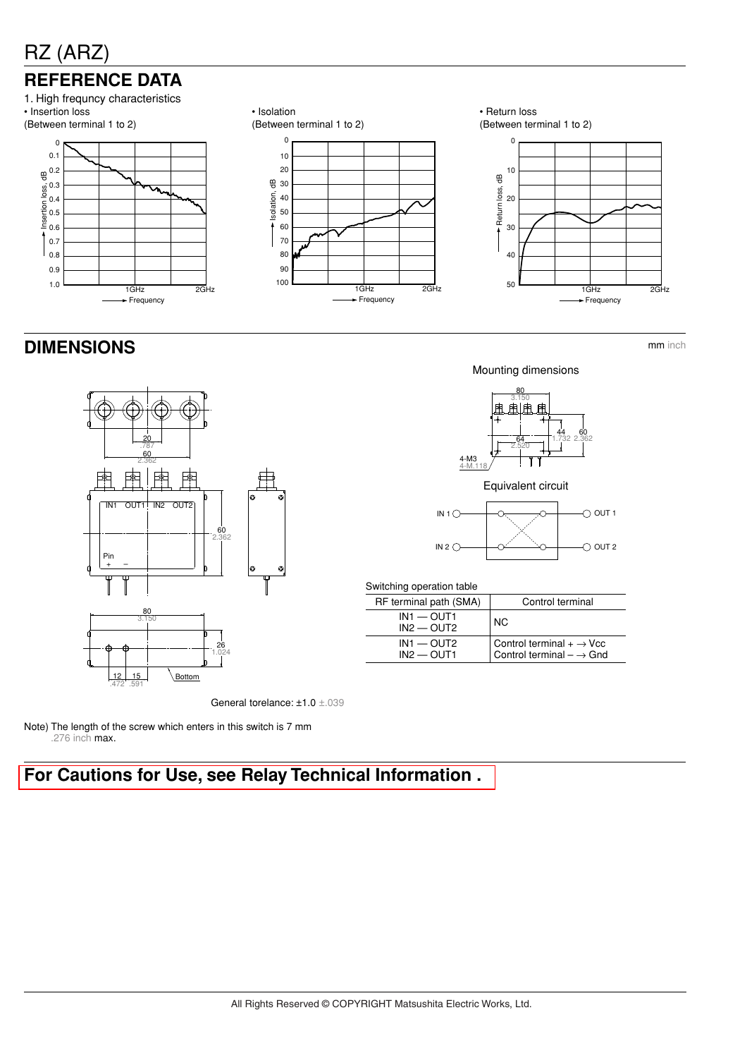# RZ (ARZ)

## REFERENCE DATA

1. High frequncy characteristics

• Insertion loss
(Between terminal 1 to 2)

Insertion loss, dB
0
0.1
0.2
0.3
0.4
0.5
0.6
0.7
0.8
0.9
1.0
1GHz
2GHz
Frequency

• Isolation
(Between terminal 1 to 2)

Isolation, dB
0
10
20
30
40
50
60
70
80
90
100
1GHz
2GHz
Frequency

• Return loss
(Between terminal 1 to 2)

Return loss, dB
0
10
20
30
40
50
1GHz
2GHz
Frequency

## DIMENSIONS

mm inch

20
.787
60
2.362

IN1 OUT1 IN2 OUT2

60
2.362

Pin
\+ –

80
3.150

26
1.024

12 15
.472 .591

Bottom

General torelance: ±1.0 ±.039

Mounting dimensions

80
3.150

44
1.732

60
2.362

64
2.520

4-M3
4-M.118

Equivalent circuit

IN 1
IN 2
OUT 1
OUT 2

Switching operation table

| RF terminal path (SMA) | Control terminal |
| --- | --- |
| IN1 — OUT1<br>IN2 — OUT2 | NC |
| IN1 — OUT2<br>IN2 — OUT1 | Control terminal + → Vcc<br>Control terminal – → Gnd |

Note) The length of the screw which enters in this switch is 7 mm .276 inch max.

## For Cautions for Use, see Relay Technical Information .